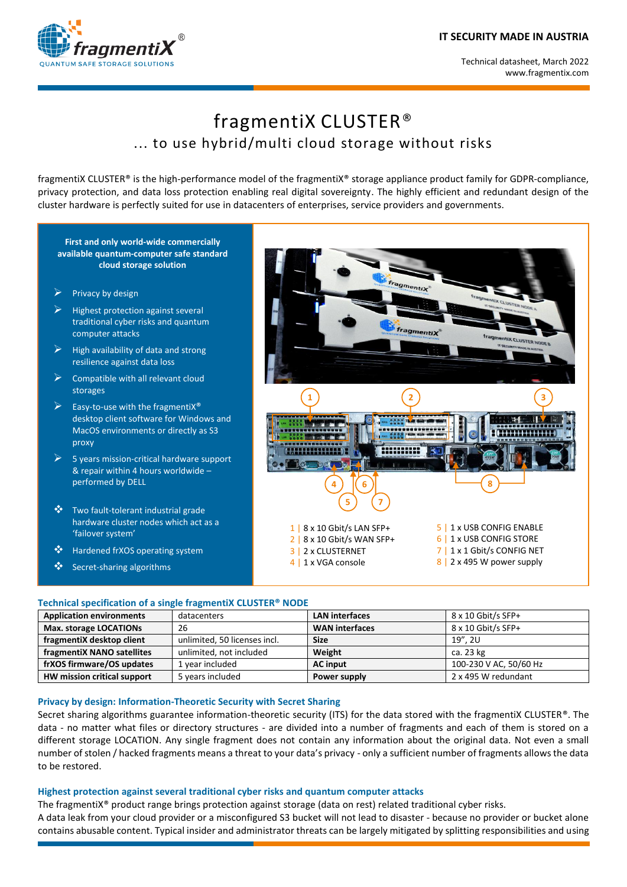IT SECURITY MADE IN AUSTRIA

Technical datasheet, March 2022
www.fragmentix.com

# fragmentiX CLUSTER®

## ... to use hybrid/multi cloud storage without risks

fragmentiX CLUSTER® is the high-performance model of the fragmentiX® storage appliance product family for GDPR-compliance, privacy protection, and data loss protection enabling real digital sovereignty. The highly efficient and redundant design of the cluster hardware is perfectly suited for use in datacenters of enterprises, service providers and governments.

**First and only world-wide commercially available quantum-computer safe standard cloud storage solution**

- Privacy by design
- Highest protection against several traditional cyber risks and quantum computer attacks
- High availability of data and strong resilience against data loss
- Compatible with all relevant cloud storages
- Easy-to-use with the fragmentiX® desktop client software for Windows and MacOS environments or directly as S3 proxy
- 5 years mission-critical hardware support & repair within 4 hours worldwide – performed by DELL

- Two fault-tolerant industrial grade hardware cluster nodes which act as a 'failover system'
- Hardened frXOS operating system
- Secret-sharing algorithms

1 | 8 x 10 Gbit/s LAN SFP+
2 | 8 x 10 Gbit/s WAN SFP+
3 | 2 x CLUSTERNET
4 | 1 x VGA console
5 | 1 x USB CONFIG ENABLE
6 | 1 x USB CONFIG STORE
7 | 1 x 1 Gbit/s CONFIG NET
8 | 2 x 495 W power supply

### Technical specification of a single fragmentiX CLUSTER® NODE

| Application environments | datacenters | LAN interfaces | 8 x 10 Gbit/s SFP+ |
|---|---|---|---|
| Max. storage LOCATIONs | 26 | WAN interfaces | 8 x 10 Gbit/s SFP+ |
| fragmentiX desktop client | unlimited, 50 licenses incl. | Size | 19", 2U |
| fragmentiX NANO satellites | unlimited, not included | Weight | ca. 23 kg |
| frXOS firmware/OS updates | 1 year included | AC input | 100-230 V AC, 50/60 Hz |
| HW mission critical support | 5 years included | Power supply | 2 x 495 W redundant |

### Privacy by design: Information-Theoretic Security with Secret Sharing

Secret sharing algorithms guarantee information-theoretic security (ITS) for the data stored with the fragmentiX CLUSTER®. The data - no matter what files or directory structures - are divided into a number of fragments and each of them is stored on a different storage LOCATION. Any single fragment does not contain any information about the original data. Not even a small number of stolen / hacked fragments means a threat to your data's privacy - only a sufficient number of fragments allows the data to be restored.

### Highest protection against several traditional cyber risks and quantum computer attacks

The fragmentiX® product range brings protection against storage (data on rest) related traditional cyber risks.
A data leak from your cloud provider or a misconfigured S3 bucket will not lead to disaster - because no provider or bucket alone contains abusable content. Typical insider and administrator threats can be largely mitigated by splitting responsibilities and using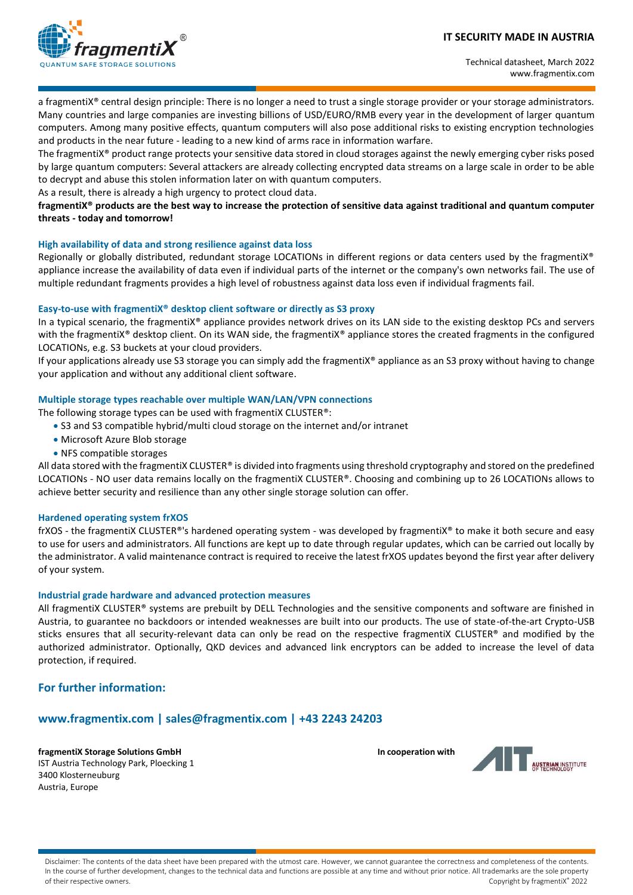a fragmentiX® central design principle: There is no longer a need to trust a single storage provider or your storage administrators. Many countries and large companies are investing billions of USD/EURO/RMB every year in the development of larger quantum computers. Among many positive effects, quantum computers will also pose additional risks to existing encryption technologies and products in the near future - leading to a new kind of arms race in information warfare.
The fragmentiX® product range protects your sensitive data stored in cloud storages against the newly emerging cyber risks posed by large quantum computers: Several attackers are already collecting encrypted data streams on a large scale in order to be able to decrypt and abuse this stolen information later on with quantum computers.
As a result, there is already a high urgency to protect cloud data.
**fragmentiX® products are the best way to increase the protection of sensitive data against traditional and quantum computer threats - today and tomorrow!**

### High availability of data and strong resilience against data loss

Regionally or globally distributed, redundant storage LOCATIONs in different regions or data centers used by the fragmentiX® appliance increase the availability of data even if individual parts of the internet or the company's own networks fail. The use of multiple redundant fragments provides a high level of robustness against data loss even if individual fragments fail.

### Easy-to-use with fragmentiX® desktop client software or directly as S3 proxy

In a typical scenario, the fragmentiX® appliance provides network drives on its LAN side to the existing desktop PCs and servers with the fragmentiX® desktop client. On its WAN side, the fragmentiX® appliance stores the created fragments in the configured LOCATIONs, e.g. S3 buckets at your cloud providers.
If your applications already use S3 storage you can simply add the fragmentiX® appliance as an S3 proxy without having to change your application and without any additional client software.

### Multiple storage types reachable over multiple WAN/LAN/VPN connections

The following storage types can be used with fragmentiX CLUSTER®:

- S3 and S3 compatible hybrid/multi cloud storage on the internet and/or intranet
- Microsoft Azure Blob storage
- NFS compatible storages

All data stored with the fragmentiX CLUSTER® is divided into fragments using threshold cryptography and stored on the predefined LOCATIONs - NO user data remains locally on the fragmentiX CLUSTER®. Choosing and combining up to 26 LOCATIONs allows to achieve better security and resilience than any other single storage solution can offer.

### Hardened operating system frXOS

frXOS - the fragmentiX CLUSTER®'s hardened operating system - was developed by fragmentiX® to make it both secure and easy to use for users and administrators. All functions are kept up to date through regular updates, which can be carried out locally by the administrator. A valid maintenance contract is required to receive the latest frXOS updates beyond the first year after delivery of your system.

### Industrial grade hardware and advanced protection measures

All fragmentiX CLUSTER® systems are prebuilt by DELL Technologies and the sensitive components and software are finished in Austria, to guarantee no backdoors or intended weaknesses are built into our products. The use of state-of-the-art Crypto-USB sticks ensures that all security-relevant data can only be read on the respective fragmentiX CLUSTER® and modified by the authorized administrator. Optionally, QKD devices and advanced link encryptors can be added to increase the level of data protection, if required.

## For further information:

## www.fragmentix.com | sales@fragmentix.com | +43 2243 24203

**fragmentiX Storage Solutions GmbH**
IST Austria Technology Park, Ploecking 1
3400 Klosterneuburg
Austria, Europe

**In cooperation with**

AIT AUSTRIAN INSTITUTE OF TECHNOLOGY

Disclaimer: The contents of the data sheet have been prepared with the utmost care. However, we cannot guarantee the correctness and completeness of the contents. In the course of further development, changes to the technical data and functions are possible at any time and without prior notice. All trademarks are the sole property of their respective owners.
Copyright by fragmentiX® 2022